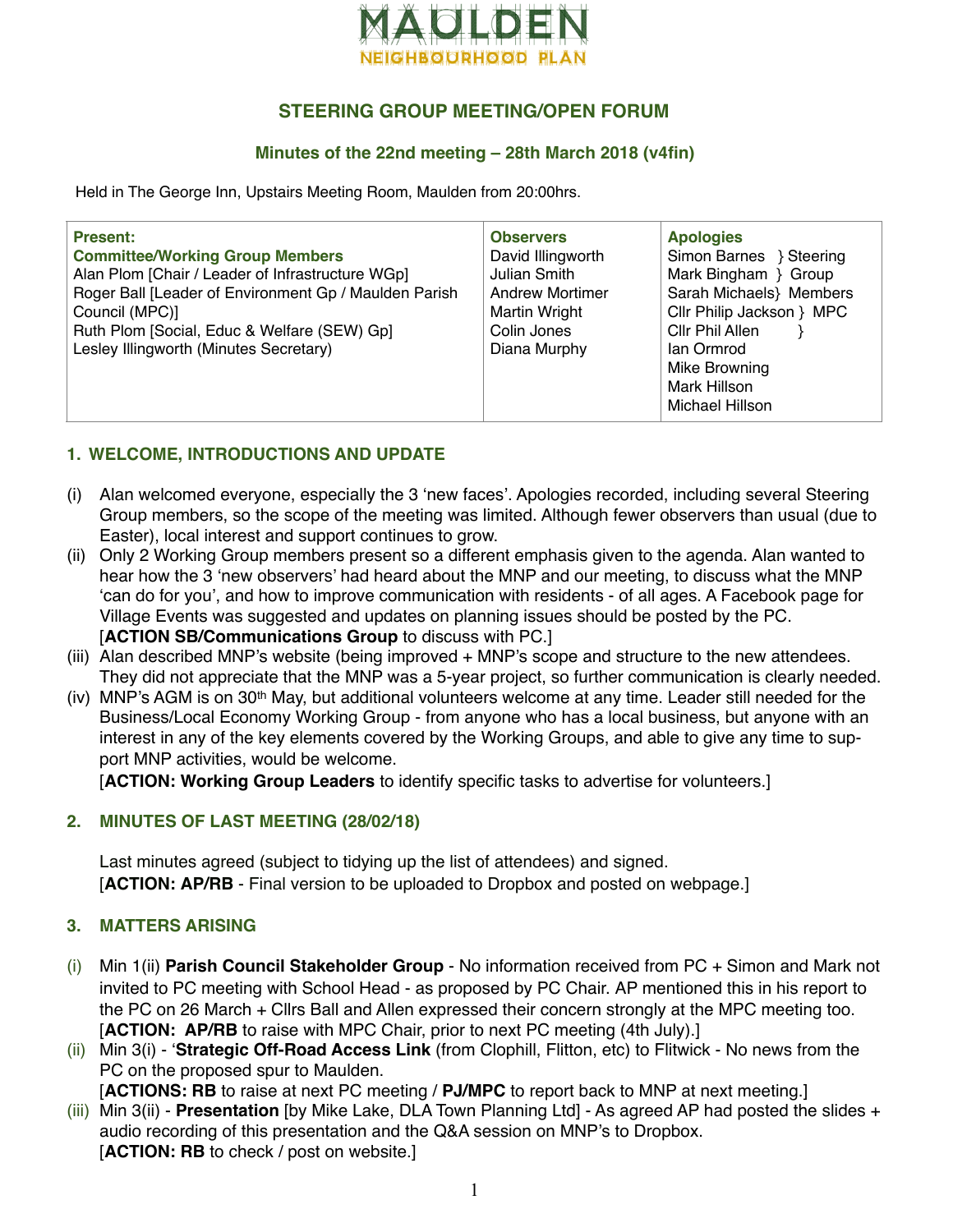MAULDEN
NEIGHBOURHOOD PLAN

## STEERING GROUP MEETING/OPEN FORUM

### Minutes of the 22nd meeting – 28th March 2018 (v4fin)

Held in The George Inn, Upstairs Meeting Room, Maulden from 20:00hrs.

| Present: | Observers | Apologies |
|---|---|---|
| **Committee/Working Group Members**<br>Alan Plom [Chair / Leader of Infrastructure WGp]<br>Roger Ball [Leader of Environment Gp / Maulden Parish Council (MPC)]<br>Ruth Plom [Social, Educ & Welfare (SEW) Gp]<br>Lesley Illingworth (Minutes Secretary) | David Illingworth<br>Julian Smith<br>Andrew Mortimer<br>Martin Wright<br>Colin Jones<br>Diana Murphy | Simon Barnes } Steering<br>Mark Bingham } Group<br>Sarah Michaels} Members<br>Cllr Philip Jackson } MPC<br>Cllr Phil Allen }<br>Ian Ormrod<br>Mike Browning<br>Mark Hillson<br>Michael Hillson |

## 1. WELCOME, INTRODUCTIONS AND UPDATE

(i) Alan welcomed everyone, especially the 3 'new faces'. Apologies recorded, including several Steering Group members, so the scope of the meeting was limited. Although fewer observers than usual (due to Easter), local interest and support continues to grow.

(ii) Only 2 Working Group members present so a different emphasis given to the agenda. Alan wanted to hear how the 3 'new observers' had heard about the MNP and our meeting, to discuss what the MNP 'can do for you', and how to improve communication with residents - of all ages. A Facebook page for Village Events was suggested and updates on planning issues should be posted by the PC.
[**ACTION SB/Communications Group** to discuss with PC.]

(iii) Alan described MNP's website (being improved + MNP's scope and structure to the new attendees. They did not appreciate that the MNP was a 5-year project, so further communication is clearly needed.

(iv) MNP's AGM is on 30th May, but additional volunteers welcome at any time. Leader still needed for the Business/Local Economy Working Group - from anyone who has a local business, but anyone with an interest in any of the key elements covered by the Working Groups, and able to give any time to support MNP activities, would be welcome.
[**ACTION: Working Group Leaders** to identify specific tasks to advertise for volunteers.]

## 2. MINUTES OF LAST MEETING (28/02/18)

Last minutes agreed (subject to tidying up the list of attendees) and signed.
[**ACTION: AP/RB** - Final version to be uploaded to Dropbox and posted on webpage.]

## 3. MATTERS ARISING

(i) Min 1(ii) **Parish Council Stakeholder Group** - No information received from PC + Simon and Mark not invited to PC meeting with School Head - as proposed by PC Chair. AP mentioned this in his report to the PC on 26 March + Cllrs Ball and Allen expressed their concern strongly at the MPC meeting too.
[**ACTION: AP/RB** to raise with MPC Chair, prior to next PC meeting (4th July).]

(ii) Min 3(i) - '**Strategic Off-Road Access Link** (from Clophill, Flitton, etc) to Flitwick - No news from the PC on the proposed spur to Maulden.
[**ACTIONS: RB** to raise at next PC meeting / **PJ/MPC** to report back to MNP at next meeting.]

(iii) Min 3(ii) - **Presentation** [by Mike Lake, DLA Town Planning Ltd] - As agreed AP had posted the slides + audio recording of this presentation and the Q&A session on MNP's to Dropbox.
[**ACTION: RB** to check / post on website.]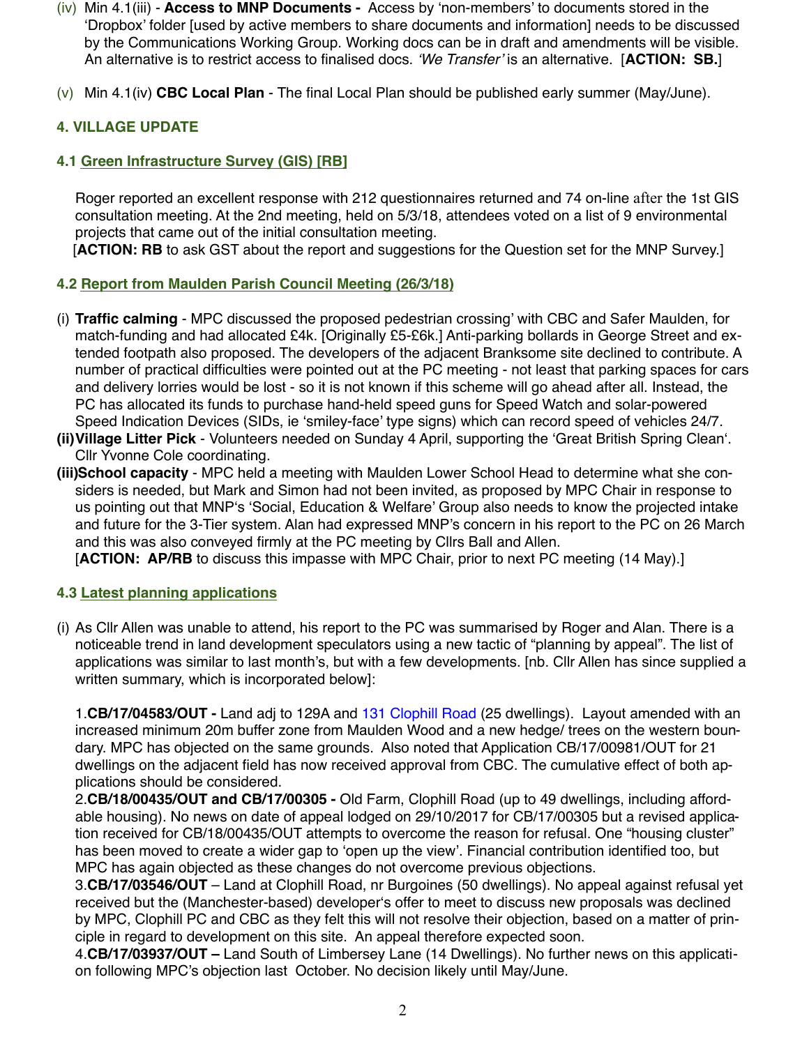(iv) Min 4.1(iii) - **Access to MNP Documents -** Access by 'non-members' to documents stored in the 'Dropbox' folder [used by active members to share documents and information] needs to be discussed by the Communications Working Group. Working docs can be in draft and amendments will be visible. An alternative is to restrict access to finalised docs. *'We Transfer'* is an alternative. [**ACTION: SB.**]

(v) Min 4.1(iv) **CBC Local Plan** - The final Local Plan should be published early summer (May/June).

## 4. VILLAGE UPDATE

### 4.1 Green Infrastructure Survey (GIS) [RB]

Roger reported an excellent response with 212 questionnaires returned and 74 on-line after the 1st GIS consultation meeting. At the 2nd meeting, held on 5/3/18, attendees voted on a list of 9 environmental projects that came out of the initial consultation meeting.

[**ACTION: RB** to ask GST about the report and suggestions for the Question set for the MNP Survey.]

### 4.2 Report from Maulden Parish Council Meeting (26/3/18)

(i) **Traffic calming** - MPC discussed the proposed pedestrian crossing' with CBC and Safer Maulden, for match-funding and had allocated £4k. [Originally £5-£6k.] Anti-parking bollards in George Street and extended footpath also proposed. The developers of the adjacent Branksome site declined to contribute. A number of practical difficulties were pointed out at the PC meeting - not least that parking spaces for cars and delivery lorries would be lost - so it is not known if this scheme will go ahead after all. Instead, the PC has allocated its funds to purchase hand-held speed guns for Speed Watch and solar-powered Speed Indication Devices (SIDs, ie 'smiley-face' type signs) which can record speed of vehicles 24/7.

**(ii) Village Litter Pick** - Volunteers needed on Sunday 4 April, supporting the 'Great British Spring Clean'. Cllr Yvonne Cole coordinating.

**(iii) School capacity** - MPC held a meeting with Maulden Lower School Head to determine what she considers is needed, but Mark and Simon had not been invited, as proposed by MPC Chair in response to us pointing out that MNP's 'Social, Education & Welfare' Group also needs to know the projected intake and future for the 3-Tier system. Alan had expressed MNP's concern in his report to the PC on 26 March and this was also conveyed firmly at the PC meeting by Cllrs Ball and Allen.

[**ACTION: AP/RB** to discuss this impasse with MPC Chair, prior to next PC meeting (14 May).]

### 4.3 Latest planning applications

(i) As Cllr Allen was unable to attend, his report to the PC was summarised by Roger and Alan. There is a noticeable trend in land development speculators using a new tactic of "planning by appeal". The list of applications was similar to last month's, but with a few developments. [nb. Cllr Allen has since supplied a written summary, which is incorporated below]:

1. **CB/17/04583/OUT -** Land adj to 129A and 131 Clophill Road (25 dwellings). Layout amended with an increased minimum 20m buffer zone from Maulden Wood and a new hedge/ trees on the western boundary. MPC has objected on the same grounds. Also noted that Application CB/17/00981/OUT for 21 dwellings on the adjacent field has now received approval from CBC. The cumulative effect of both applications should be considered.
2. **CB/18/00435/OUT and CB/17/00305 -** Old Farm, Clophill Road (up to 49 dwellings, including affordable housing). No news on date of appeal lodged on 29/10/2017 for CB/17/00305 but a revised application received for CB/18/00435/OUT attempts to overcome the reason for refusal. One "housing cluster" has been moved to create a wider gap to 'open up the view'. Financial contribution identified too, but MPC has again objected as these changes do not overcome previous objections.
3. **CB/17/03546/OUT** – Land at Clophill Road, nr Burgoines (50 dwellings). No appeal against refusal yet received but the (Manchester-based) developer's offer to meet to discuss new proposals was declined by MPC, Clophill PC and CBC as they felt this will not resolve their objection, based on a matter of principle in regard to development on this site. An appeal therefore expected soon.
4. **CB/17/03937/OUT –** Land South of Limbersey Lane (14 Dwellings). No further news on this application following MPC's objection last October. No decision likely until May/June.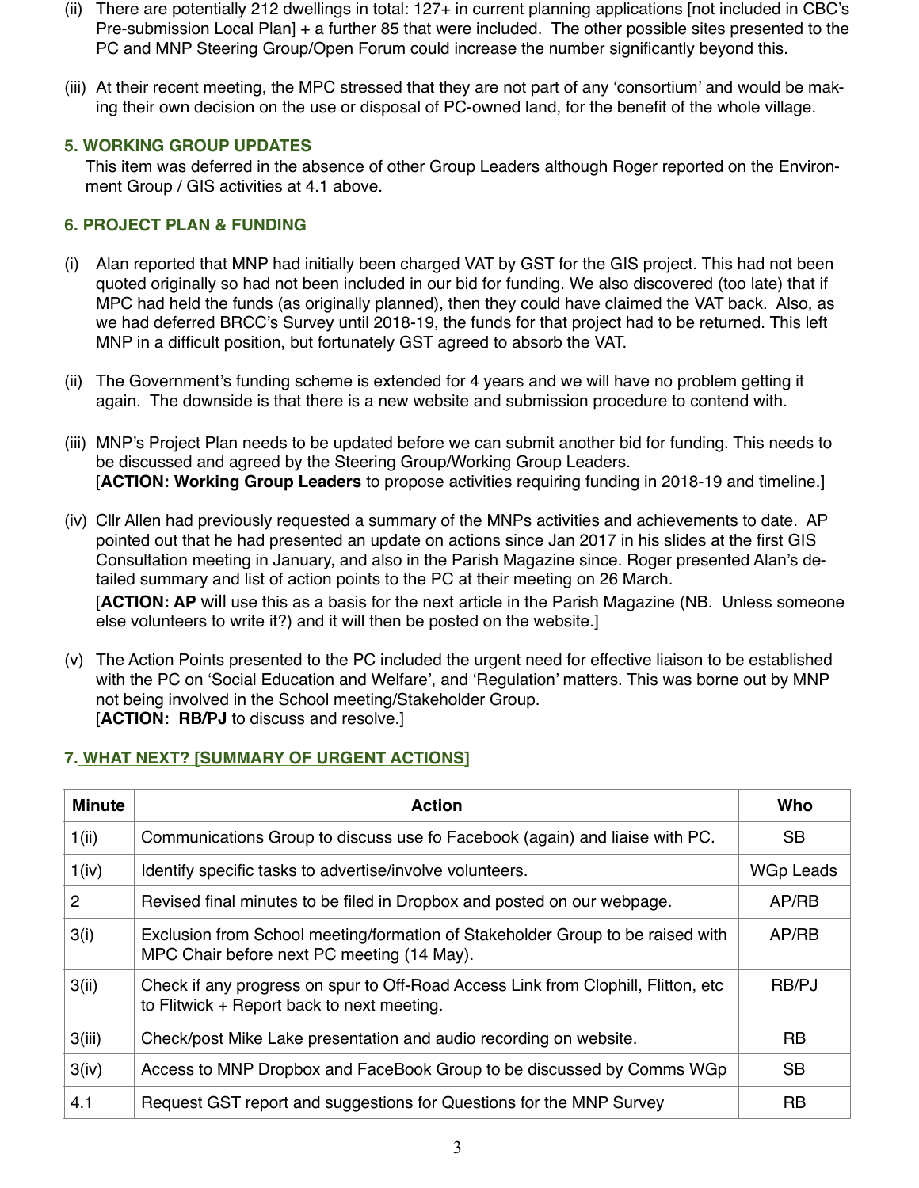(ii) There are potentially 212 dwellings in total: 127+ in current planning applications [not included in CBC's Pre-submission Local Plan] + a further 85 that were included. The other possible sites presented to the PC and MNP Steering Group/Open Forum could increase the number significantly beyond this.

(iii) At their recent meeting, the MPC stressed that they are not part of any 'consortium' and would be making their own decision on the use or disposal of PC-owned land, for the benefit of the whole village.

## 5. WORKING GROUP UPDATES

This item was deferred in the absence of other Group Leaders although Roger reported on the Environment Group / GIS activities at 4.1 above.

## 6. PROJECT PLAN & FUNDING

(i) Alan reported that MNP had initially been charged VAT by GST for the GIS project. This had not been quoted originally so had not been included in our bid for funding. We also discovered (too late) that if MPC had held the funds (as originally planned), then they could have claimed the VAT back. Also, as we had deferred BRCC's Survey until 2018-19, the funds for that project had to be returned. This left MNP in a difficult position, but fortunately GST agreed to absorb the VAT.

(ii) The Government's funding scheme is extended for 4 years and we will have no problem getting it again. The downside is that there is a new website and submission procedure to contend with.

(iii) MNP's Project Plan needs to be updated before we can submit another bid for funding. This needs to be discussed and agreed by the Steering Group/Working Group Leaders.
[**ACTION: Working Group Leaders** to propose activities requiring funding in 2018-19 and timeline.]

(iv) Cllr Allen had previously requested a summary of the MNPs activities and achievements to date. AP pointed out that he had presented an update on actions since Jan 2017 in his slides at the first GIS Consultation meeting in January, and also in the Parish Magazine since. Roger presented Alan's detailed summary and list of action points to the PC at their meeting on 26 March.
[**ACTION: AP** will use this as a basis for the next article in the Parish Magazine (NB. Unless someone else volunteers to write it?) and it will then be posted on the website.]

(v) The Action Points presented to the PC included the urgent need for effective liaison to be established with the PC on 'Social Education and Welfare', and 'Regulation' matters. This was borne out by MNP not being involved in the School meeting/Stakeholder Group.
[**ACTION: RB/PJ** to discuss and resolve.]

## 7. WHAT NEXT? [SUMMARY OF URGENT ACTIONS]

| Minute | Action | Who |
|---|---|---|
| 1(ii) | Communications Group to discuss use fo Facebook (again) and liaise with PC. | SB |
| 1(iv) | Identify specific tasks to advertise/involve volunteers. | WGp Leads |
| 2 | Revised final minutes to be filed in Dropbox and posted on our webpage. | AP/RB |
| 3(i) | Exclusion from School meeting/formation of Stakeholder Group to be raised with MPC Chair before next PC meeting (14 May). | AP/RB |
| 3(ii) | Check if any progress on spur to Off-Road Access Link from Clophill, Flitton, etc to Flitwick + Report back to next meeting. | RB/PJ |
| 3(iii) | Check/post Mike Lake presentation and audio recording on website. | RB |
| 3(iv) | Access to MNP Dropbox and FaceBook Group to be discussed by Comms WGp | SB |
| 4.1 | Request GST report and suggestions for Questions for the MNP Survey | RB |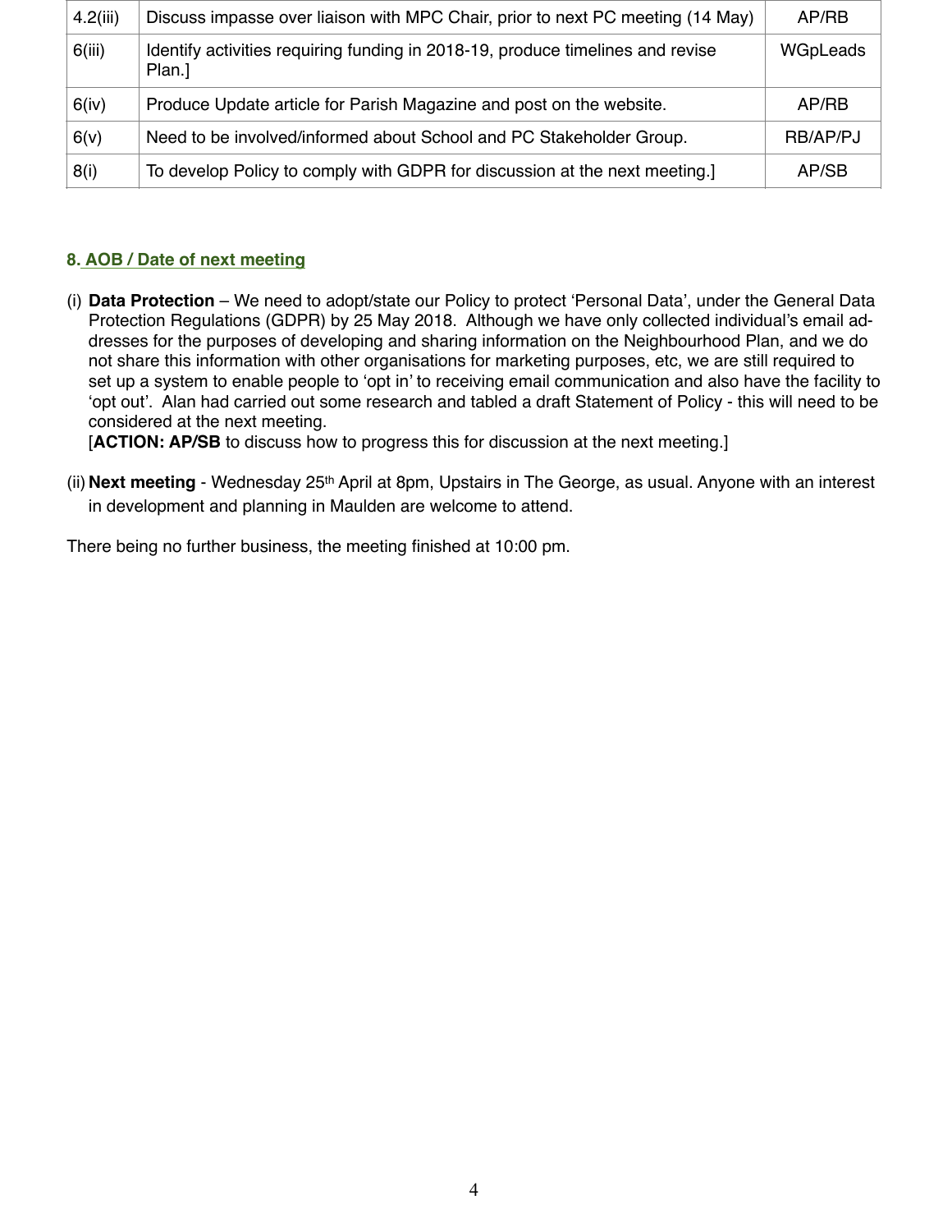| | | |
|---|---|---|
| 4.2(iii) | Discuss impasse over liaison with MPC Chair, prior to next PC meeting (14 May) | AP/RB |
| 6(iii) | Identify activities requiring funding in 2018-19, produce timelines and revise Plan.] | WGpLeads |
| 6(iv) | Produce Update article for Parish Magazine and post on the website. | AP/RB |
| 6(v) | Need to be involved/informed about School and PC Stakeholder Group. | RB/AP/PJ |
| 8(i) | To develop Policy to comply with GDPR for discussion at the next meeting.] | AP/SB |

## 8. AOB / Date of next meeting

(i) **Data Protection** – We need to adopt/state our Policy to protect 'Personal Data', under the General Data Protection Regulations (GDPR) by 25 May 2018. Although we have only collected individual's email addresses for the purposes of developing and sharing information on the Neighbourhood Plan, and we do not share this information with other organisations for marketing purposes, etc, we are still required to set up a system to enable people to 'opt in' to receiving email communication and also have the facility to 'opt out'. Alan had carried out some research and tabled a draft Statement of Policy - this will need to be considered at the next meeting.
[**ACTION: AP/SB** to discuss how to progress this for discussion at the next meeting.]

(ii) **Next meeting** - Wednesday 25th April at 8pm, Upstairs in The George, as usual. Anyone with an interest in development and planning in Maulden are welcome to attend.

There being no further business, the meeting finished at 10:00 pm.